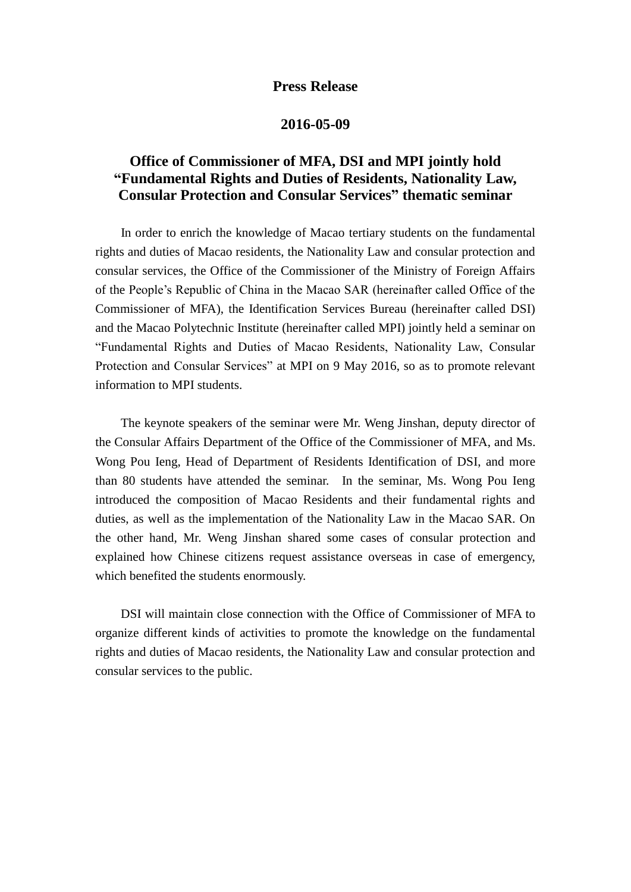# Press Release

## 2016-05-09

## Office of Commissioner of MFA, DSI and MPI jointly hold "Fundamental Rights and Duties of Residents, Nationality Law, Consular Protection and Consular Services" thematic seminar

In order to enrich the knowledge of Macao tertiary students on the fundamental rights and duties of Macao residents, the Nationality Law and consular protection and consular services, the Office of the Commissioner of the Ministry of Foreign Affairs of the People's Republic of China in the Macao SAR (hereinafter called Office of the Commissioner of MFA), the Identification Services Bureau (hereinafter called DSI) and the Macao Polytechnic Institute (hereinafter called MPI) jointly held a seminar on "Fundamental Rights and Duties of Macao Residents, Nationality Law, Consular Protection and Consular Services" at MPI on 9 May 2016, so as to promote relevant information to MPI students.

The keynote speakers of the seminar were Mr. Weng Jinshan, deputy director of the Consular Affairs Department of the Office of the Commissioner of MFA, and Ms. Wong Pou Ieng, Head of Department of Residents Identification of DSI, and more than 80 students have attended the seminar. In the seminar, Ms. Wong Pou Ieng introduced the composition of Macao Residents and their fundamental rights and duties, as well as the implementation of the Nationality Law in the Macao SAR. On the other hand, Mr. Weng Jinshan shared some cases of consular protection and explained how Chinese citizens request assistance overseas in case of emergency, which benefited the students enormously.

DSI will maintain close connection with the Office of Commissioner of MFA to organize different kinds of activities to promote the knowledge on the fundamental rights and duties of Macao residents, the Nationality Law and consular protection and consular services to the public.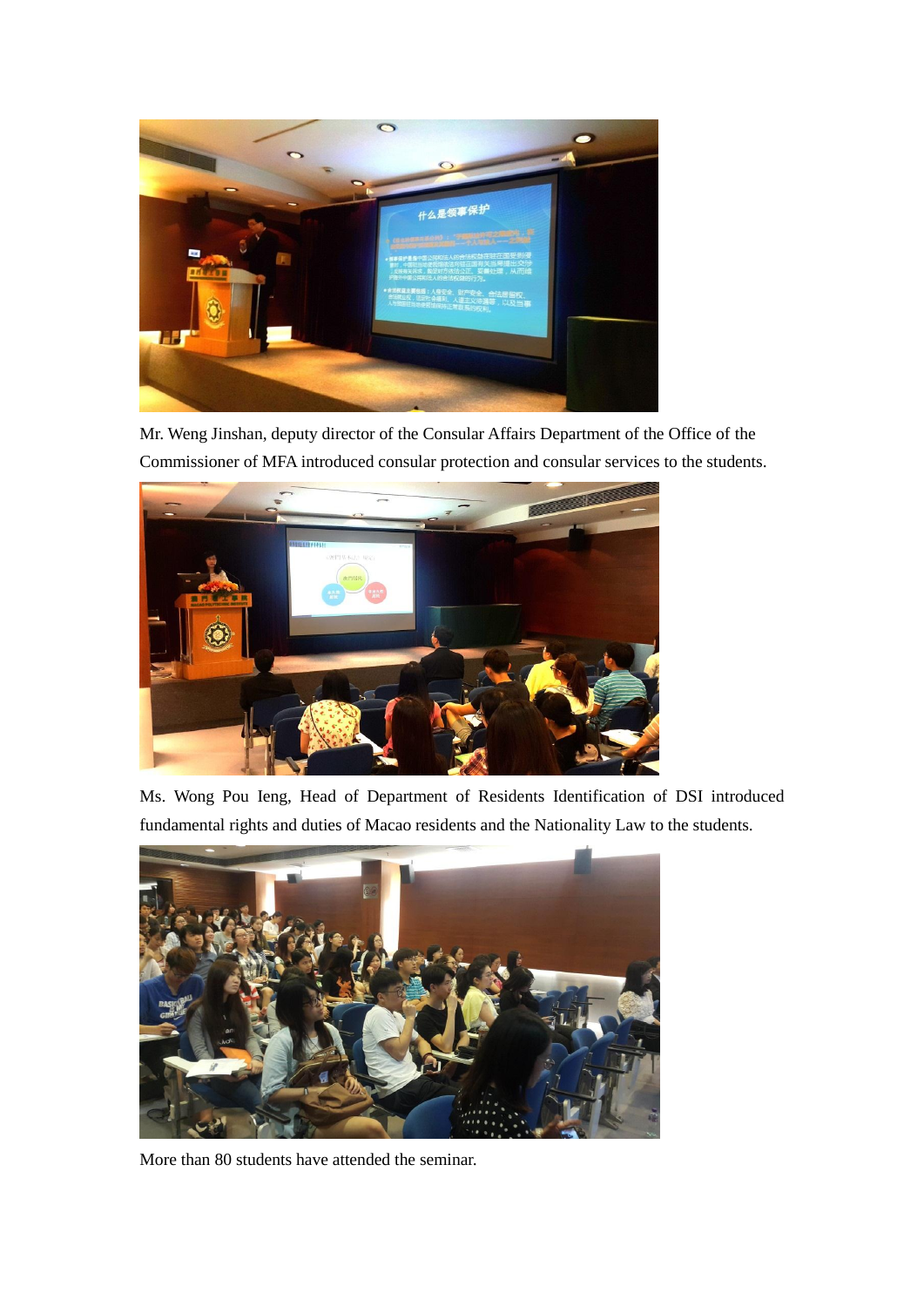Mr. Weng Jinshan, deputy director of the Consular Affairs Department of the Office of the Commissioner of MFA introduced consular protection and consular services to the students.

Ms. Wong Pou Ieng, Head of Department of Residents Identification of DSI introduced fundamental rights and duties of Macao residents and the Nationality Law to the students.

More than 80 students have attended the seminar.